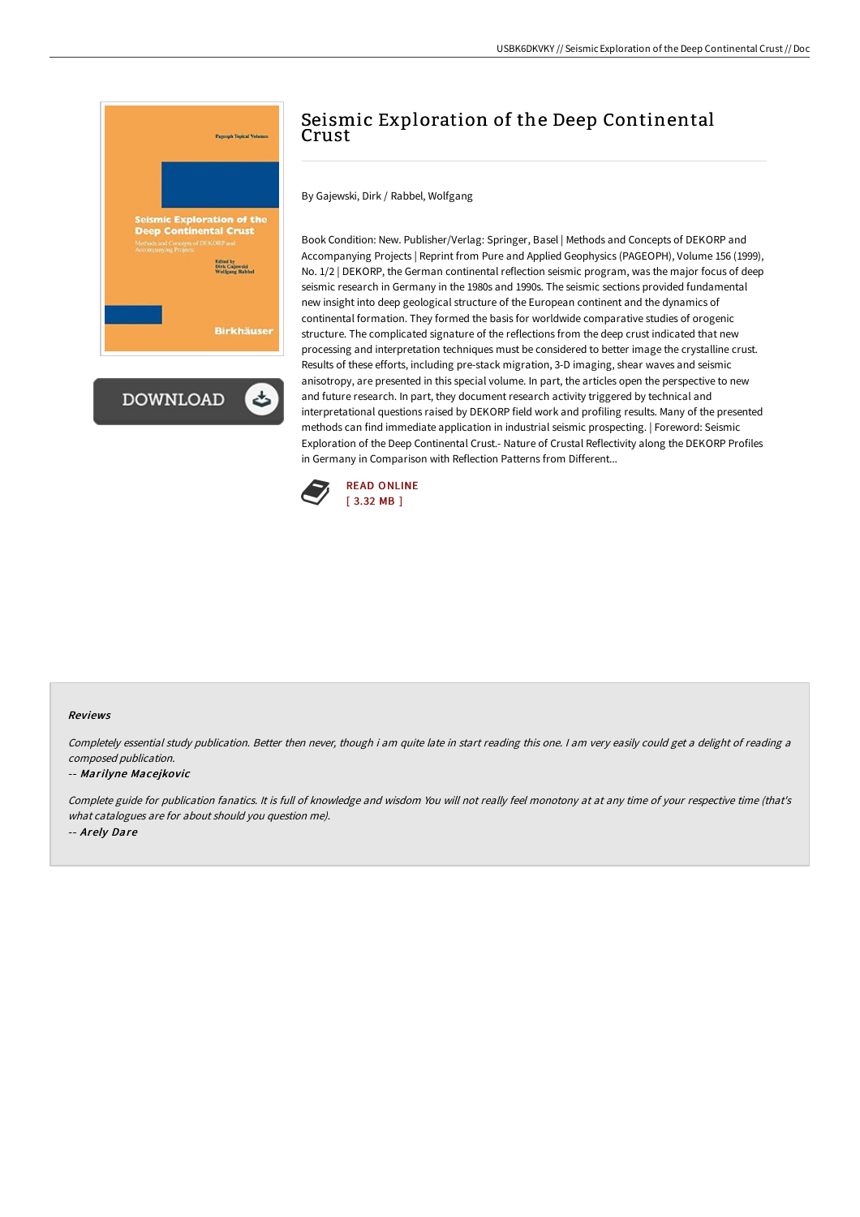# Seismic Exploration of the Deep Continental Crust

By Gajewski, Dirk / Rabbel, Wolfgang

Book Condition: New. Publisher/Verlag: Springer, Basel | Methods and Concepts of DEKORP and Accompanying Projects | Reprint from Pure and Applied Geophysics (PAGEOPH), Volume 156 (1999), No. 1/2 | DEKORP, the German continental reflection seismic program, was the major focus of deep seismic research in Germany in the 1980s and 1990s. The seismic sections provided fundamental new insight into deep geological structure of the European continent and the dynamics of continental formation. They formed the basis for worldwide comparative studies of orogenic structure. The complicated signature of the reflections from the deep crust indicated that new processing and interpretation techniques must be considered to better image the crystalline crust. Results of these efforts, including pre-stack migration, 3-D imaging, shear waves and seismic anisotropy, are presented in this special volume. In part, the articles open the perspective to new and future research. In part, they document research activity triggered by technical and interpretational questions raised by DEKORP field work and profiling results. Many of the presented methods can find immediate application in industrial seismic prospecting. | Foreword: Seismic Exploration of the Deep Continental Crust.- Nature of Crustal Reflectivity along the DEKORP Profiles in Germany in Comparison with Reflection Patterns from Different...

READ ONLINE
[ 3.32 MB ]

### Reviews

*Completely essential study publication. Better then never, though i am quite late in start reading this one. I am very easily could get a delight of reading a composed publication.*

-- *Marilyne Macejkovic*

*Complete guide for publication fanatics. It is full of knowledge and wisdom You will not really feel monotony at at any time of your respective time (that's what catalogues are for about should you question me).*

-- *Arely Dare*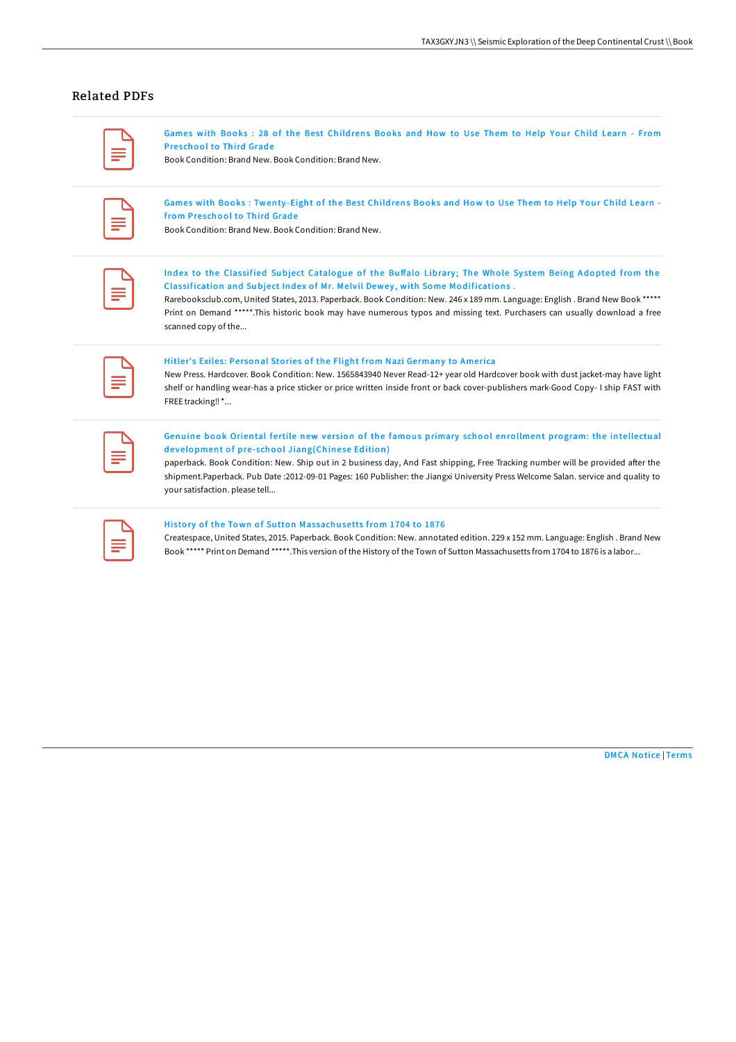## Related PDFs

Games with Books : 28 of the Best Childrens Books and How to Use Them to Help Your Child Learn - From Preschool to Third Grade

Book Condition: Brand New. Book Condition: Brand New.

Games with Books : Twenty-Eight of the Best Childrens Books and How to Use Them to Help Your Child Learn - from Preschool to Third Grade

Book Condition: Brand New. Book Condition: Brand New.

Index to the Classified Subject Catalogue of the Buffalo Library; The Whole System Being Adopted from the Classification and Subject Index of Mr. Melvil Dewey, with Some Modifications .

Rarebooksclub.com, United States, 2013. Paperback. Book Condition: New. 246 x 189 mm. Language: English . Brand New Book ***** Print on Demand *****.This historic book may have numerous typos and missing text. Purchasers can usually download a free scanned copy of the...

Hitler's Exiles: Personal Stories of the Flight from Nazi Germany to America

New Press. Hardcover. Book Condition: New. 1565843940 Never Read-12+ year old Hardcover book with dust jacket-may have light shelf or handling wear-has a price sticker or price written inside front or back cover-publishers mark-Good Copy- I ship FAST with FREE tracking!! *...

Genuine book Oriental fertile new version of the famous primary school enrollment program: the intellectual development of pre-school Jiang(Chinese Edition)

paperback. Book Condition: New. Ship out in 2 business day, And Fast shipping, Free Tracking number will be provided after the shipment.Paperback. Pub Date :2012-09-01 Pages: 160 Publisher: the Jiangxi University Press Welcome Salan. service and quality to your satisfaction. please tell...

History of the Town of Sutton Massachusetts from 1704 to 1876

Createspace, United States, 2015. Paperback. Book Condition: New. annotated edition. 229 x 152 mm. Language: English . Brand New Book ***** Print on Demand *****.This version of the History of the Town of Sutton Massachusetts from 1704 to 1876 is a labor...